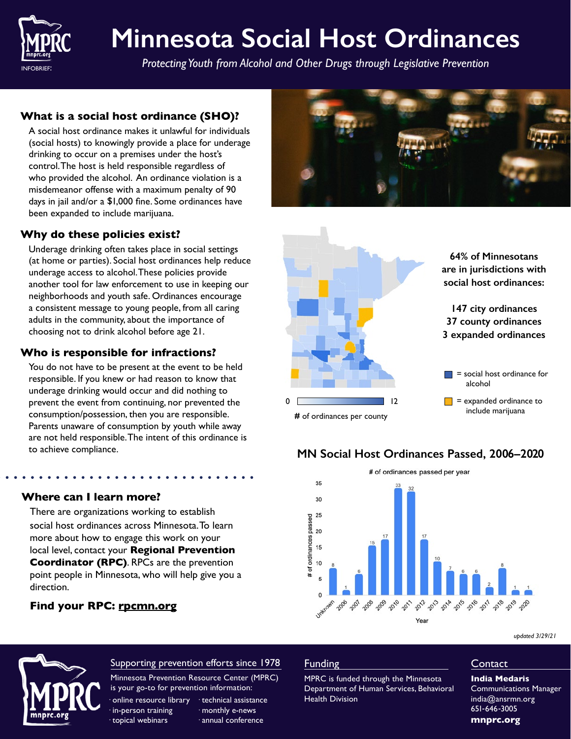# Minnesota Social Host Ordinances

*Protecting Youth from Alcohol and Other Drugs through Legislative Prevention*

## What is a social host ordinance (SHO)?

A social host ordinance makes it unlawful for individuals (social hosts) to knowingly provide a place for underage drinking to occur on a premises under the host's control. The host is held responsible regardless of who provided the alcohol. An ordinance violation is a misdemeanor offense with a maximum penalty of 90 days in jail and/or a $1,000 fine. Some ordinances have been expanded to include marijuana.

## Why do these policies exist?

Underage drinking often takes place in social settings (at home or parties). Social host ordinances help reduce underage access to alcohol. These policies provide another tool for law enforcement to use in keeping our neighborhoods and youth safe. Ordinances encourage a consistent message to young people, from all caring adults in the community, about the importance of choosing not to drink alcohol before age 21.

## Who is responsible for infractions?

You do not have to be present at the event to be held responsible. If you knew or had reason to know that underage drinking would occur and did nothing to prevent the event from continuing, nor prevented the consumption/possession, then you are responsible. Parents unaware of consumption by youth while away are not held responsible. The intent of this ordinance is to achieve compliance.

**64% of Minnesotans are in jurisdictions with social host ordinances:**

**147 city ordinances**
**37 county ordinances**
**3 expanded ordinances**

# of ordinances per county (0–12)

■ = social host ordinance for alcohol
■ = expanded ordinance to include marijuana

## MN Social Host Ordinances Passed, 2006–2020

# of ordinances passed per year

| Year | # of ordinances passed |
|---|---|
| Unknown | 8 |
| 2006 | 1 |
| 2007 | 6 |
| 2008 | 15 |
| 2009 | 17 |
| 2010 | 33 |
| 2011 | 32 |
| 2012 | 17 |
| 2013 | 10 |
| 2014 | 7 |
| 2015 | 6 |
| 2016 | 6 |
| 2017 | 2 |
| 2018 | 8 |
| 2019 | 1 |
| 2020 | 1 |

## Where can I learn more?

There are organizations working to establish social host ordinances across Minnesota. To learn more about how to engage this work on your local level, contact your **Regional Prevention Coordinator (RPC)**. RPCs are the prevention point people in Minnesota, who will help give you a direction.

**Find your RPC: rpcmn.org**

*updated 3/29/21*

### Supporting prevention efforts since 1978

Minnesota Prevention Resource Center (MPRC) is your go-to for prevention information:

- online resource library
- in-person training
- topical webinars
- technical assistance
- monthly e-news
- annual conference

### Funding

MPRC is funded through the Minnesota Department of Human Services, Behavioral Health Division

### Contact

**India Medaris**
Communications Manager
india@ansrmn.org
651-646-3005
**mnprc.org**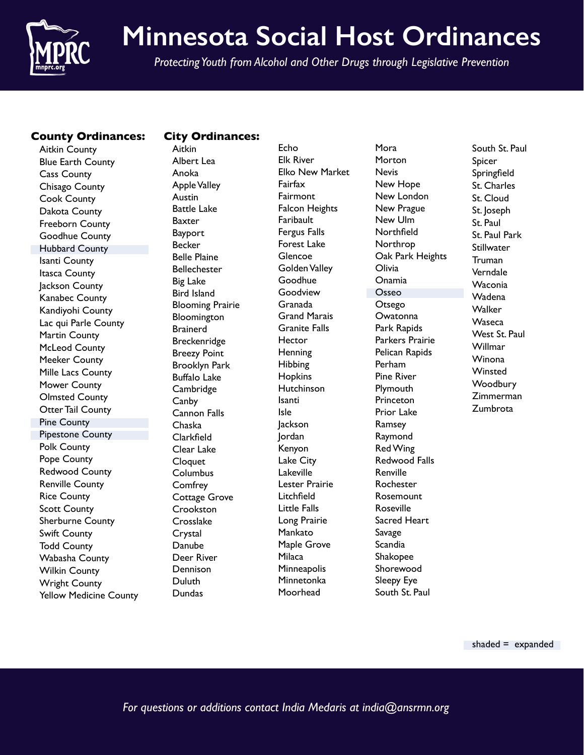# Minnesota Social Host Ordinances

*Protecting Youth from Alcohol and Other Drugs through Legislative Prevention*

## County Ordinances:

- Aitkin County
- Blue Earth County
- Cass County
- Chisago County
- Cook County
- Dakota County
- Freeborn County
- Goodhue County
- Hubbard County
- Isanti County
- Itasca County
- Jackson County
- Kanabec County
- Kandiyohi County
- Lac qui Parle County
- Martin County
- McLeod County
- Meeker County
- Mille Lacs County
- Mower County
- Olmsted County
- Otter Tail County
- Pine County
- Pipestone County
- Polk County
- Pope County
- Redwood County
- Renville County
- Rice County
- Scott County
- Sherburne County
- Swift County
- Todd County
- Wabasha County
- Wilkin County
- Wright County
- Yellow Medicine County

## City Ordinances:

- Aitkin
- Albert Lea
- Anoka
- Apple Valley
- Austin
- Battle Lake
- Baxter
- Bayport
- Becker
- Belle Plaine
- Bellechester
- Big Lake
- Bird Island
- Blooming Prairie
- Bloomington
- Brainerd
- Breckenridge
- Breezy Point
- Brooklyn Park
- Buffalo Lake
- Cambridge
- Canby
- Cannon Falls
- Chaska
- Clarkfield
- Clear Lake
- Cloquet
- Columbus
- Comfrey
- Cottage Grove
- Crookston
- Crosslake
- Crystal
- Danube
- Deer River
- Dennison
- Duluth
- Dundas
- Echo
- Elk River
- Elko New Market
- Fairfax
- Fairmont
- Falcon Heights
- Faribault
- Fergus Falls
- Forest Lake
- Glencoe
- Golden Valley
- Goodhue
- Goodview
- Granada
- Grand Marais
- Granite Falls
- Hector
- Henning
- Hibbing
- Hopkins
- Hutchinson
- Isanti
- Isle
- Jackson
- Jordan
- Kenyon
- Lake City
- Lakeville
- Lester Prairie
- Litchfield
- Little Falls
- Long Prairie
- Mankato
- Maple Grove
- Milaca
- Minneapolis
- Minnetonka
- Moorhead
- Mora
- Morton
- Nevis
- New Hope
- New London
- New Prague
- New Ulm
- Northfield
- Northrop
- Oak Park Heights
- Olivia
- Onamia
- Osseo
- Otsego
- Owatonna
- Park Rapids
- Parkers Prairie
- Pelican Rapids
- Perham
- Pine River
- Plymouth
- Princeton
- Prior Lake
- Ramsey
- Raymond
- Red Wing
- Redwood Falls
- Renville
- Rochester
- Rosemount
- Roseville
- Sacred Heart
- Savage
- Scandia
- Shakopee
- Shorewood
- Sleepy Eye
- South St. Paul
- South St. Paul
- Spicer
- Springfield
- St. Charles
- St. Cloud
- St. Joseph
- St. Paul
- St. Paul Park
- Stillwater
- Truman
- Verndale
- Waconia
- Wadena
- Walker
- Waseca
- West St. Paul
- Willmar
- Winona
- Winsted
- Woodbury
- Zimmerman
- Zumbrota

shaded = expanded

*For questions or additions contact India Medaris at india@ansrmn.org*